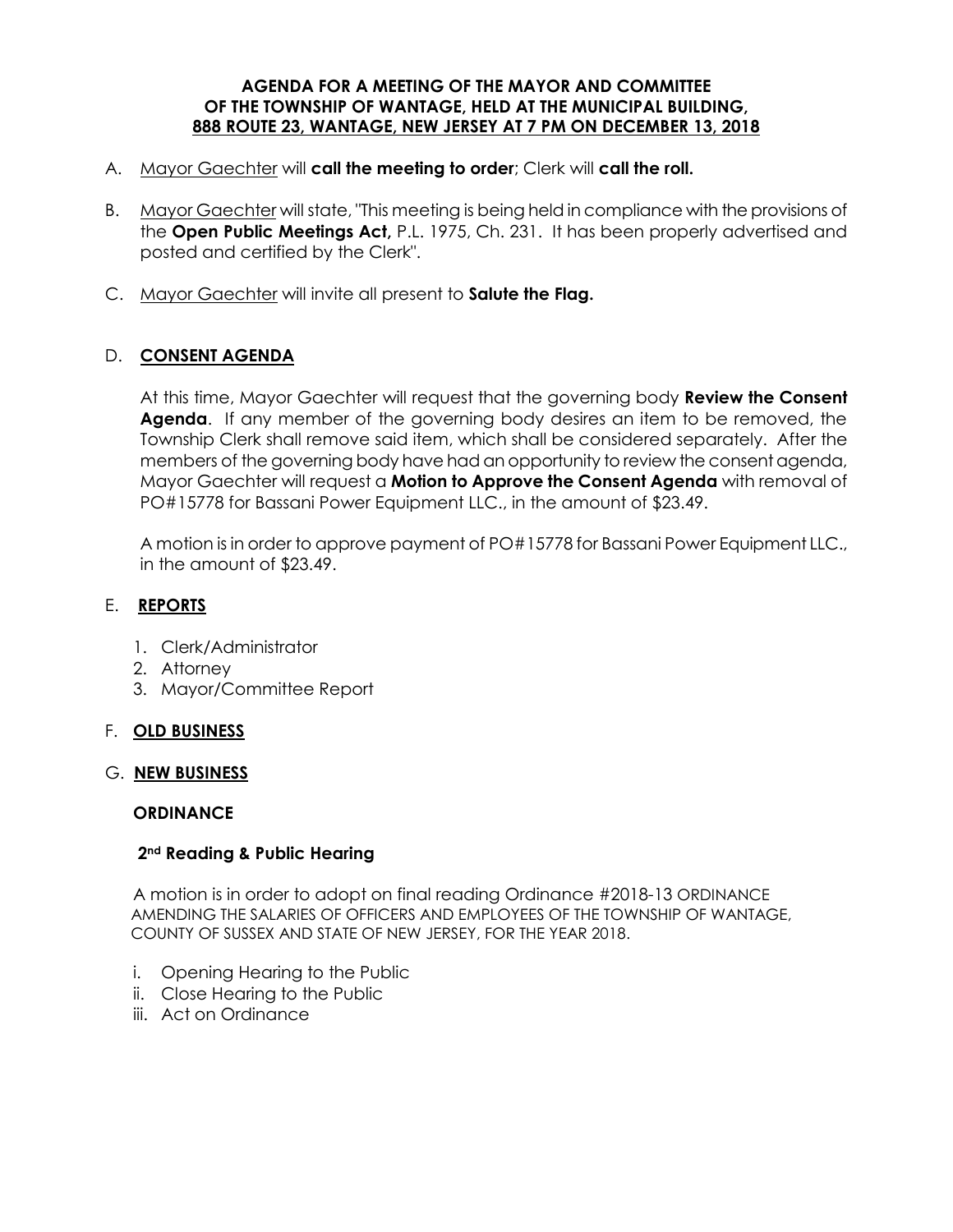**AGENDA FOR A MEETING OF THE MAYOR AND COMMITTEE OF THE TOWNSHIP OF WANTAGE, HELD AT THE MUNICIPAL BUILDING, 888 ROUTE 23, WANTAGE, NEW JERSEY AT 7 PM ON DECEMBER 13, 2018**

A. Mayor Gaechter will **call the meeting to order**; Clerk will **call the roll.**

B. Mayor Gaechter will state, "This meeting is being held in compliance with the provisions of the **Open Public Meetings Act,** P.L. 1975, Ch. 231. It has been properly advertised and posted and certified by the Clerk".

C. Mayor Gaechter will invite all present to **Salute the Flag.**

D. **CONSENT AGENDA**

At this time, Mayor Gaechter will request that the governing body **Review the Consent Agenda**. If any member of the governing body desires an item to be removed, the Township Clerk shall remove said item, which shall be considered separately. After the members of the governing body have had an opportunity to review the consent agenda, Mayor Gaechter will request a **Motion to Approve the Consent Agenda** with removal of PO#15778 for Bassani Power Equipment LLC., in the amount of $23.49.

A motion is in order to approve payment of PO#15778 for Bassani Power Equipment LLC., in the amount of $23.49.

E. **REPORTS**

1. Clerk/Administrator
2. Attorney
3. Mayor/Committee Report

F. **OLD BUSINESS**

G. **NEW BUSINESS**

**ORDINANCE**

**2nd Reading & Public Hearing**

A motion is in order to adopt on final reading Ordinance #2018-13 ORDINANCE AMENDING THE SALARIES OF OFFICERS AND EMPLOYEES OF THE TOWNSHIP OF WANTAGE, COUNTY OF SUSSEX AND STATE OF NEW JERSEY, FOR THE YEAR 2018.

i. Opening Hearing to the Public
ii. Close Hearing to the Public
iii. Act on Ordinance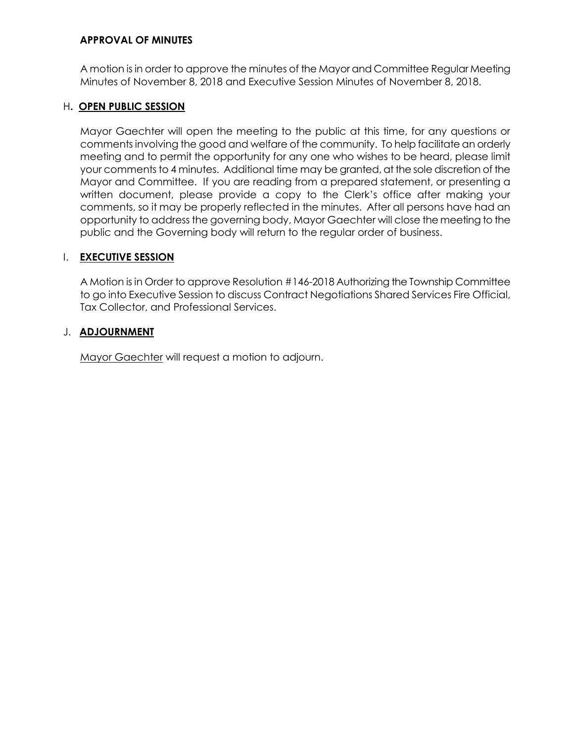## APPROVAL OF MINUTES

A motion is in order to approve the minutes of the Mayor and Committee Regular Meeting Minutes of November 8, 2018 and Executive Session Minutes of November 8, 2018.

## H. **OPEN PUBLIC SESSION**

Mayor Gaechter will open the meeting to the public at this time, for any questions or comments involving the good and welfare of the community. To help facilitate an orderly meeting and to permit the opportunity for any one who wishes to be heard, please limit your comments to 4 minutes. Additional time may be granted, at the sole discretion of the Mayor and Committee. If you are reading from a prepared statement, or presenting a written document, please provide a copy to the Clerk's office after making your comments, so it may be properly reflected in the minutes. After all persons have had an opportunity to address the governing body, Mayor Gaechter will close the meeting to the public and the Governing body will return to the regular order of business.

## I. **EXECUTIVE SESSION**

A Motion is in Order to approve Resolution #146-2018 Authorizing the Township Committee to go into Executive Session to discuss Contract Negotiations Shared Services Fire Official, Tax Collector, and Professional Services.

## J. **ADJOURNMENT**

Mayor Gaechter will request a motion to adjourn.